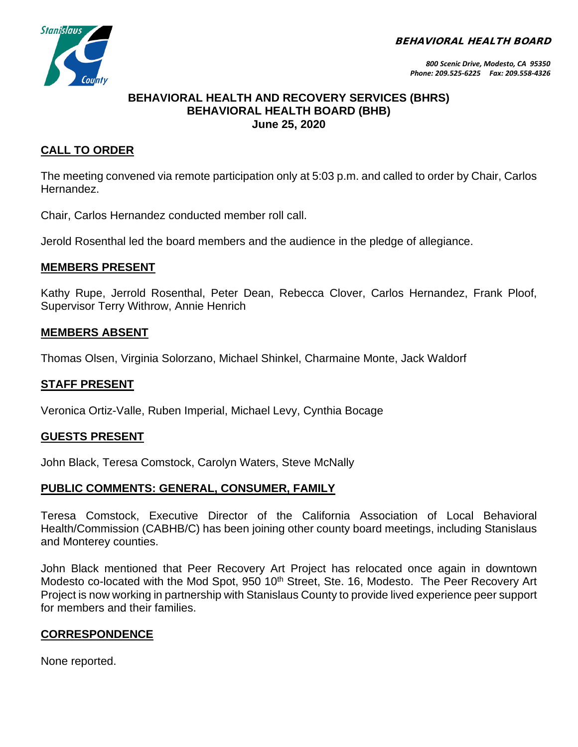**BEHAVIORAL HEALTH BOARD**

*800 Scenic Drive, Modesto, CA 95350*
*Phone: 209.525-6225 Fax: 209.558-4326*

**BEHAVIORAL HEALTH AND RECOVERY SERVICES (BHRS)**
**BEHAVIORAL HEALTH BOARD (BHB)**
**June 25, 2020**

## CALL TO ORDER

The meeting convened via remote participation only at 5:03 p.m. and called to order by Chair, Carlos Hernandez.

Chair, Carlos Hernandez conducted member roll call.

Jerold Rosenthal led the board members and the audience in the pledge of allegiance.

## MEMBERS PRESENT

Kathy Rupe, Jerrold Rosenthal, Peter Dean, Rebecca Clover, Carlos Hernandez, Frank Ploof, Supervisor Terry Withrow, Annie Henrich

## MEMBERS ABSENT

Thomas Olsen, Virginia Solorzano, Michael Shinkel, Charmaine Monte, Jack Waldorf

## STAFF PRESENT

Veronica Ortiz-Valle, Ruben Imperial, Michael Levy, Cynthia Bocage

## GUESTS PRESENT

John Black, Teresa Comstock, Carolyn Waters, Steve McNally

## PUBLIC COMMENTS: GENERAL, CONSUMER, FAMILY

Teresa Comstock, Executive Director of the California Association of Local Behavioral Health/Commission (CABHB/C) has been joining other county board meetings, including Stanislaus and Monterey counties.

John Black mentioned that Peer Recovery Art Project has relocated once again in downtown Modesto co-located with the Mod Spot, 950 10th Street, Ste. 16, Modesto. The Peer Recovery Art Project is now working in partnership with Stanislaus County to provide lived experience peer support for members and their families.

## CORRESPONDENCE

None reported.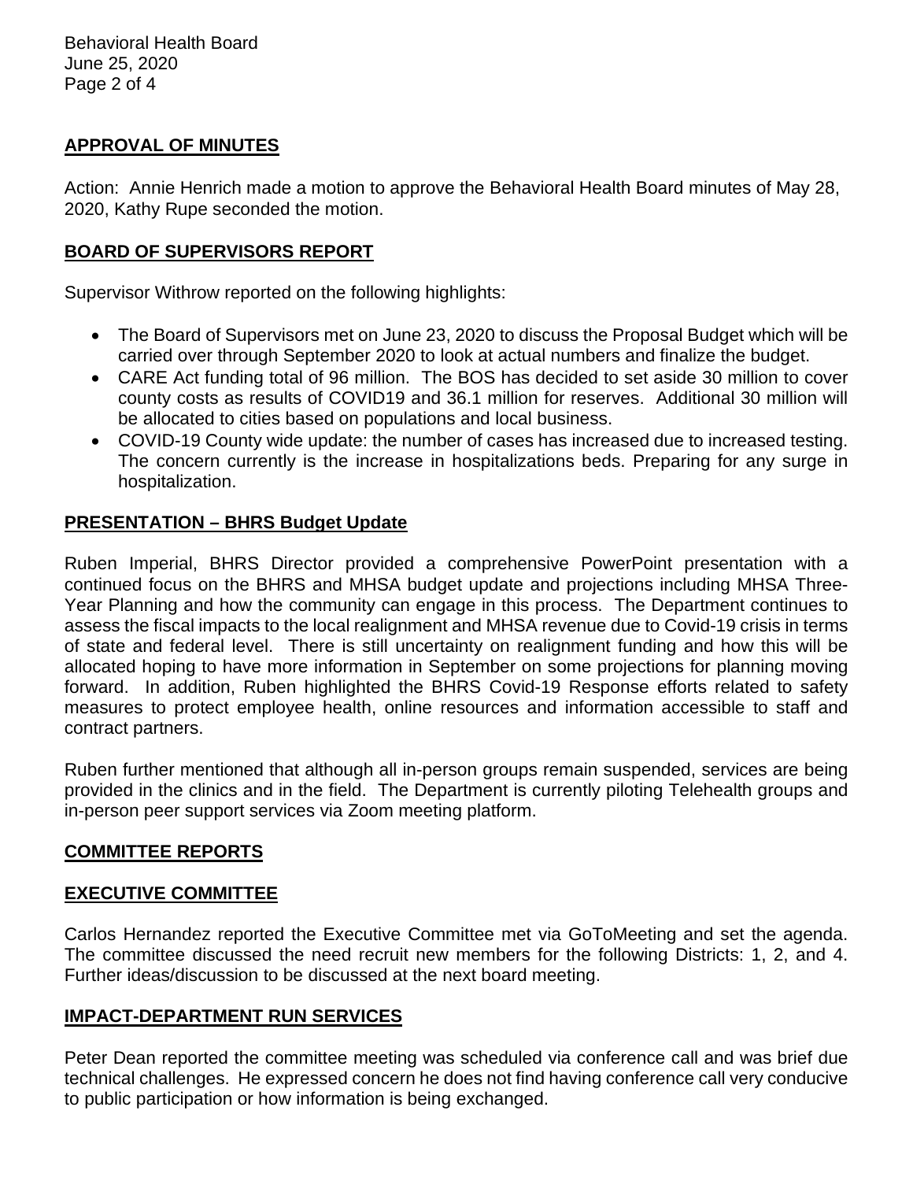## APPROVAL OF MINUTES

Action: Annie Henrich made a motion to approve the Behavioral Health Board minutes of May 28, 2020, Kathy Rupe seconded the motion.

## BOARD OF SUPERVISORS REPORT

Supervisor Withrow reported on the following highlights:

- The Board of Supervisors met on June 23, 2020 to discuss the Proposal Budget which will be carried over through September 2020 to look at actual numbers and finalize the budget.
- CARE Act funding total of 96 million. The BOS has decided to set aside 30 million to cover county costs as results of COVID19 and 36.1 million for reserves. Additional 30 million will be allocated to cities based on populations and local business.
- COVID-19 County wide update: the number of cases has increased due to increased testing. The concern currently is the increase in hospitalizations beds. Preparing for any surge in hospitalization.

## PRESENTATION – BHRS Budget Update

Ruben Imperial, BHRS Director provided a comprehensive PowerPoint presentation with a continued focus on the BHRS and MHSA budget update and projections including MHSA Three-Year Planning and how the community can engage in this process. The Department continues to assess the fiscal impacts to the local realignment and MHSA revenue due to Covid-19 crisis in terms of state and federal level. There is still uncertainty on realignment funding and how this will be allocated hoping to have more information in September on some projections for planning moving forward. In addition, Ruben highlighted the BHRS Covid-19 Response efforts related to safety measures to protect employee health, online resources and information accessible to staff and contract partners.

Ruben further mentioned that although all in-person groups remain suspended, services are being provided in the clinics and in the field. The Department is currently piloting Telehealth groups and in-person peer support services via Zoom meeting platform.

## COMMITTEE REPORTS

## EXECUTIVE COMMITTEE

Carlos Hernandez reported the Executive Committee met via GoToMeeting and set the agenda. The committee discussed the need recruit new members for the following Districts: 1, 2, and 4. Further ideas/discussion to be discussed at the next board meeting.

## IMPACT-DEPARTMENT RUN SERVICES

Peter Dean reported the committee meeting was scheduled via conference call and was brief due technical challenges. He expressed concern he does not find having conference call very conducive to public participation or how information is being exchanged.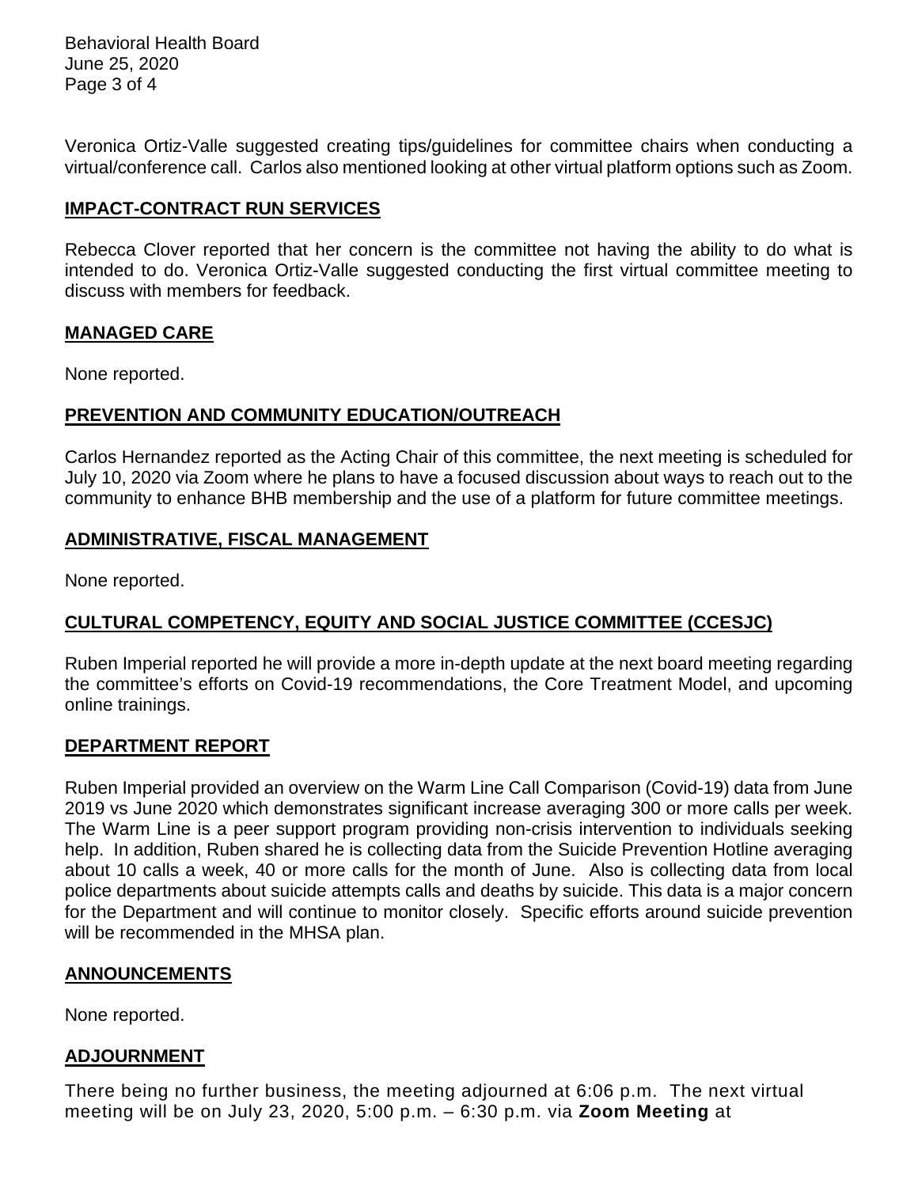Veronica Ortiz-Valle suggested creating tips/guidelines for committee chairs when conducting a virtual/conference call. Carlos also mentioned looking at other virtual platform options such as Zoom.

## IMPACT-CONTRACT RUN SERVICES

Rebecca Clover reported that her concern is the committee not having the ability to do what is intended to do. Veronica Ortiz-Valle suggested conducting the first virtual committee meeting to discuss with members for feedback.

## MANAGED CARE

None reported.

## PREVENTION AND COMMUNITY EDUCATION/OUTREACH

Carlos Hernandez reported as the Acting Chair of this committee, the next meeting is scheduled for July 10, 2020 via Zoom where he plans to have a focused discussion about ways to reach out to the community to enhance BHB membership and the use of a platform for future committee meetings.

## ADMINISTRATIVE, FISCAL MANAGEMENT

None reported.

## CULTURAL COMPETENCY, EQUITY AND SOCIAL JUSTICE COMMITTEE (CCESJC)

Ruben Imperial reported he will provide a more in-depth update at the next board meeting regarding the committee's efforts on Covid-19 recommendations, the Core Treatment Model, and upcoming online trainings.

## DEPARTMENT REPORT

Ruben Imperial provided an overview on the Warm Line Call Comparison (Covid-19) data from June 2019 vs June 2020 which demonstrates significant increase averaging 300 or more calls per week. The Warm Line is a peer support program providing non-crisis intervention to individuals seeking help. In addition, Ruben shared he is collecting data from the Suicide Prevention Hotline averaging about 10 calls a week, 40 or more calls for the month of June. Also is collecting data from local police departments about suicide attempts calls and deaths by suicide. This data is a major concern for the Department and will continue to monitor closely. Specific efforts around suicide prevention will be recommended in the MHSA plan.

## ANNOUNCEMENTS

None reported.

## ADJOURNMENT

There being no further business, the meeting adjourned at 6:06 p.m. The next virtual meeting will be on July 23, 2020, 5:00 p.m. – 6:30 p.m. via **Zoom Meeting** at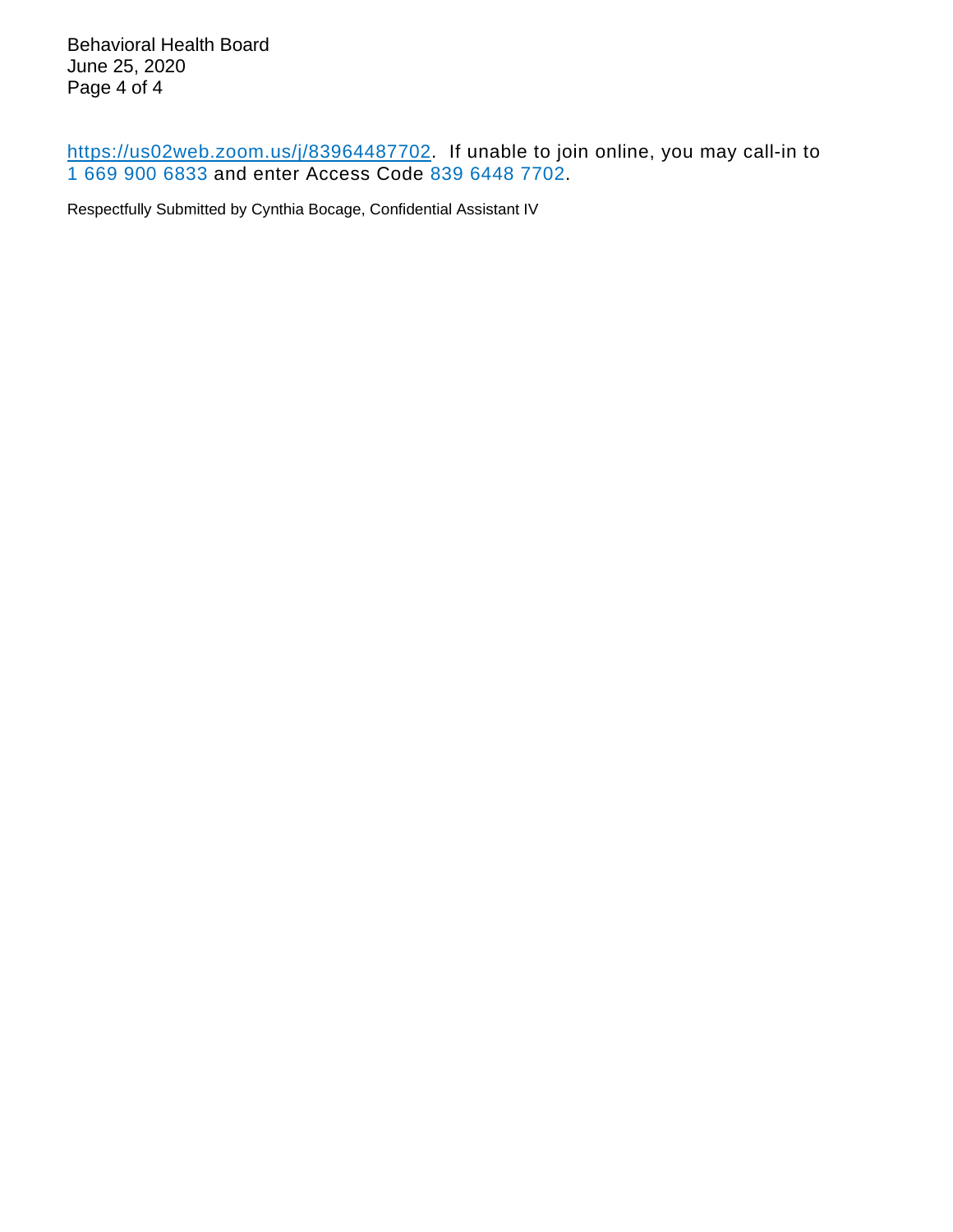https://us02web.zoom.us/j/83964487702. If unable to join online, you may call-in to 1 669 900 6833 and enter Access Code 839 6448 7702.

Respectfully Submitted by Cynthia Bocage, Confidential Assistant IV